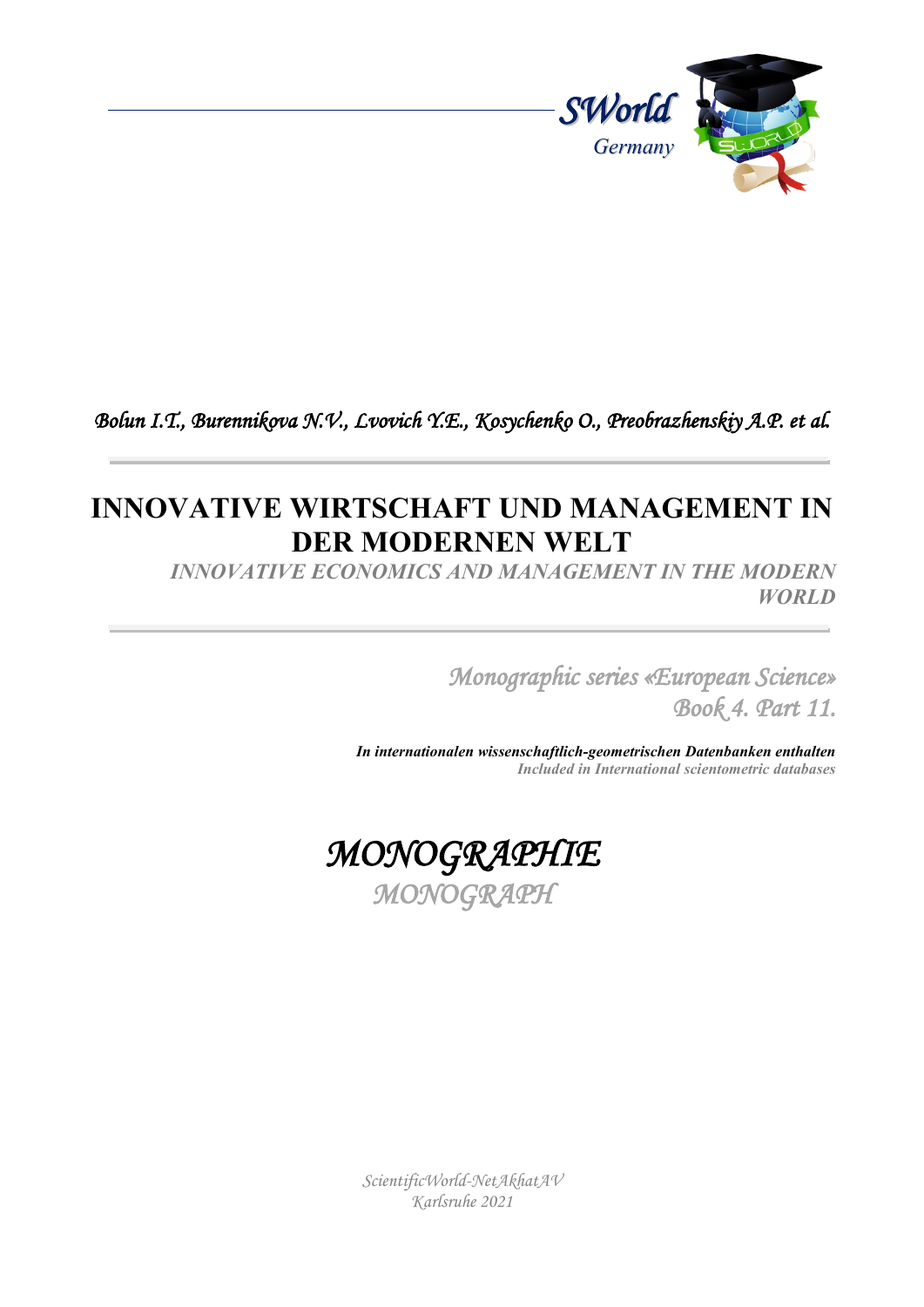SWorld
Germany

*Bolun I.T., Burennikova N.V., Lvovich Y.E., Kosychenko O., Preobrazhenskiy A.P. et al.*

# INNOVATIVE WIRTSCHAFT UND MANAGEMENT IN DER MODERNEN WELT

*INNOVATIVE ECONOMICS AND MANAGEMENT IN THE MODERN WORLD*

*Monographic series «European Science»*
*Book 4. Part 11.*

***In internationalen wissenschaftlich-geometrischen Datenbanken enthalten***
***Included in International scientometric databases***

*MONOGRAPHIE*
*MONOGRAPH*

*ScientificWorld-NetAkhatAV*
*Karlsruhe 2021*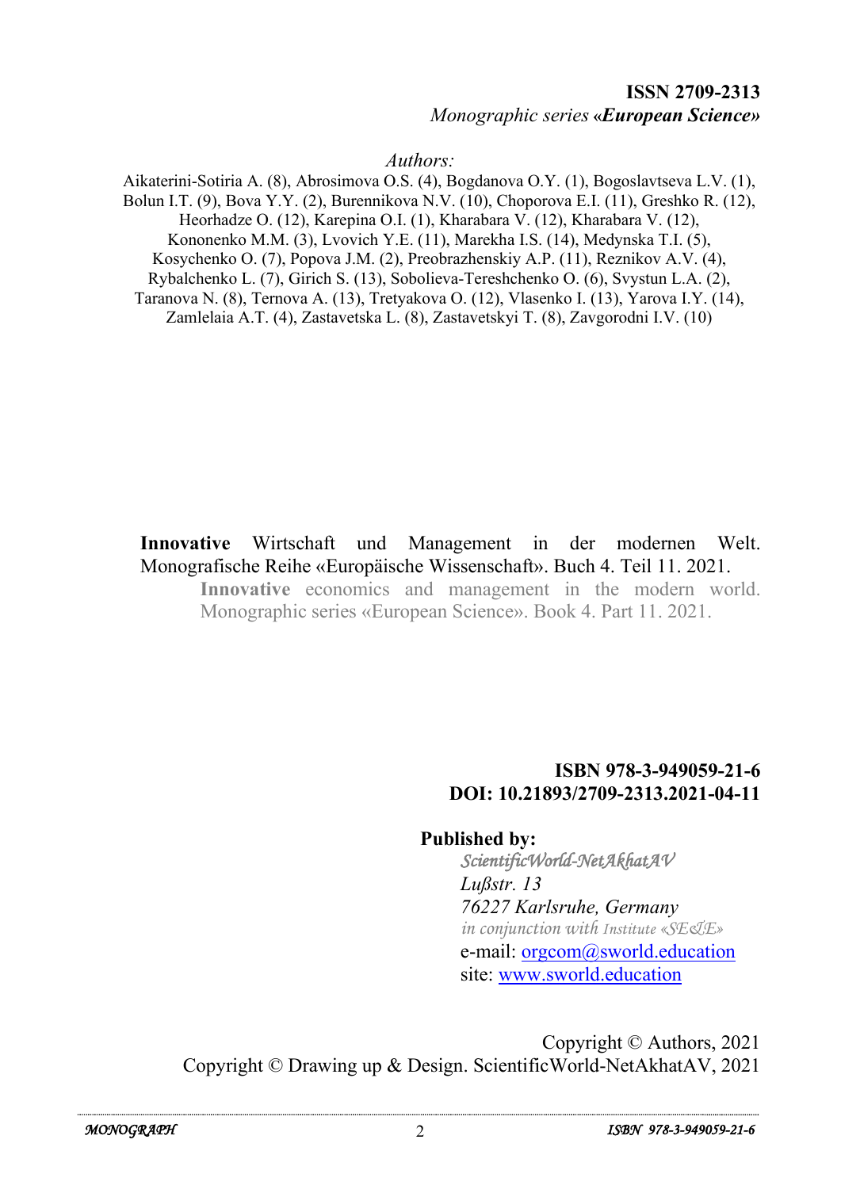**ISSN 2709-2313**
*Monographic series «**European Science**»*

*Authors:*

Aikaterini-Sotiria A. (8), Abrosimova O.S. (4), Bogdanova O.Y. (1), Bogoslavtseva L.V. (1), Bolun I.T. (9), Bova Y.Y. (2), Burennikova N.V. (10), Choporova E.I. (11), Greshko R. (12), Heorhadze O. (12), Karepina O.I. (1), Kharabara V. (12), Kharabara V. (12), Kononenko M.M. (3), Lvovich Y.E. (11), Marekha I.S. (14), Medynska T.I. (5), Kosychenko O. (7), Popova J.M. (2), Preobrazhenskiy A.P. (11), Reznikov A.V. (4), Rybalchenko L. (7), Girich S. (13), Sobolieva-Tereshchenko O. (6), Svystun L.A. (2), Taranova N. (8), Ternova A. (13), Tretyakova O. (12), Vlasenko I. (13), Yarova I.Y. (14), Zamlelaia A.T. (4), Zastavetska L. (8), Zastavetskyi T. (8), Zavgorodni I.V. (10)

**Innovative** Wirtschaft und Management in der modernen Welt. Monografische Reihe «Europäische Wissenschaft». Buch 4. Teil 11. 2021.

**Innovative** economics and management in the modern world. Monographic series «European Science». Book 4. Part 11. 2021.

**ISBN 978-3-949059-21-6**
**DOI: 10.21893/2709-2313.2021-04-11**

**Published by:**

*ScientificWorld-NetAkhatAV*
*Lußstr. 13*
*76227 Karlsruhe, Germany*
*in conjunction with Institute «SE&E»*
e-mail: orgcom@sworld.education
site: www.sworld.education

Copyright © Authors, 2021
Copyright © Drawing up & Design. ScientificWorld-NetAkhatAV, 2021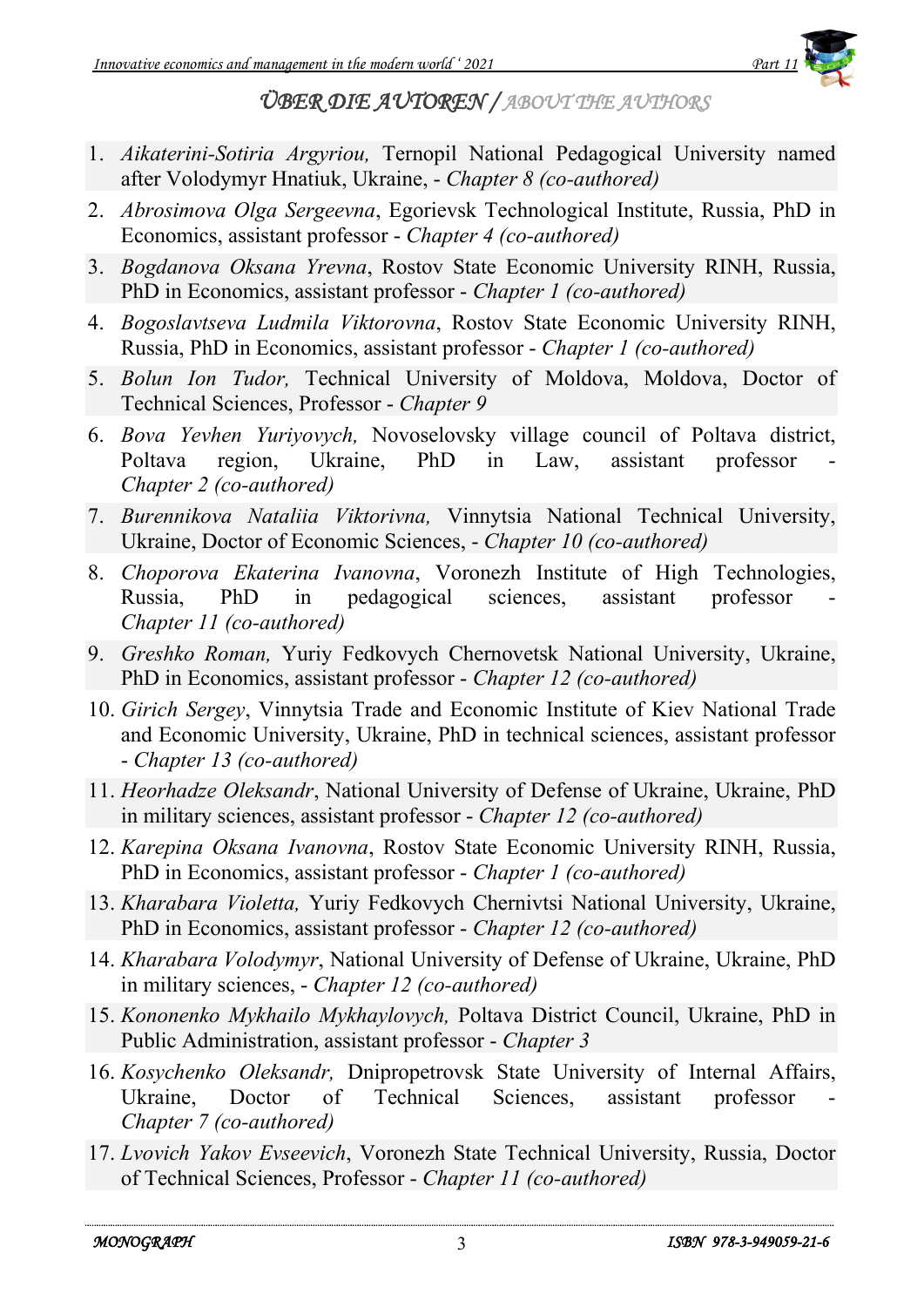## ÜBER DIE AUTOREN / ABOUT THE AUTHORS

1. *Aikaterini-Sotiria Argyriou,* Ternopil National Pedagogical University named after Volodymyr Hnatiuk, Ukraine, - *Chapter 8 (co-authored)*
2. *Abrosimova Olga Sergeevna*, Egorievsk Technological Institute, Russia, PhD in Economics, assistant professor - *Chapter 4 (co-authored)*
3. *Bogdanova Oksana Yrevna*, Rostov State Economic University RINH, Russia, PhD in Economics, assistant professor - *Chapter 1 (co-authored)*
4. *Bogoslavtseva Ludmila Viktorovna*, Rostov State Economic University RINH, Russia, PhD in Economics, assistant professor - *Chapter 1 (co-authored)*
5. *Bolun Ion Tudor,* Technical University of Moldova, Moldova, Doctor of Technical Sciences, Professor - *Chapter 9*
6. *Bova Yevhen Yuriyovych,* Novoselovsky village council of Poltava district, Poltava region, Ukraine, PhD in Law, assistant professor - *Chapter 2 (co-authored)*
7. *Burennikova Nataliia Viktorivna,* Vinnytsia National Technical University, Ukraine, Doctor of Economic Sciences, - *Chapter 10 (co-authored)*
8. *Choporova Ekaterina Ivanovna*, Voronezh Institute of High Technologies, Russia, PhD in pedagogical sciences, assistant professor - *Chapter 11 (co-authored)*
9. *Greshko Roman,* Yuriy Fedkovych Chernovetsk National University, Ukraine, PhD in Economics, assistant professor - *Chapter 12 (co-authored)*
10. *Girich Sergey*, Vinnytsia Trade and Economic Institute of Kiev National Trade and Economic University, Ukraine, PhD in technical sciences, assistant professor - *Chapter 13 (co-authored)*
11. *Heorhadze Oleksandr*, National University of Defense of Ukraine, Ukraine, PhD in military sciences, assistant professor - *Chapter 12 (co-authored)*
12. *Karepina Oksana Ivanovna*, Rostov State Economic University RINH, Russia, PhD in Economics, assistant professor - *Chapter 1 (co-authored)*
13. *Kharabara Violetta,* Yuriy Fedkovych Chernivtsi National University, Ukraine, PhD in Economics, assistant professor - *Chapter 12 (co-authored)*
14. *Kharabara Volodymyr*, National University of Defense of Ukraine, Ukraine, PhD in military sciences, - *Chapter 12 (co-authored)*
15. *Kononenko Mykhailo Mykhaylovych,* Poltava District Council, Ukraine, PhD in Public Administration, assistant professor - *Chapter 3*
16. *Kosychenko Oleksandr,* Dnipropetrovsk State University of Internal Affairs, Ukraine, Doctor of Technical Sciences, assistant professor - *Chapter 7 (co-authored)*
17. *Lvovich Yakov Evseevich*, Voronezh State Technical University, Russia, Doctor of Technical Sciences, Professor - *Chapter 11 (co-authored)*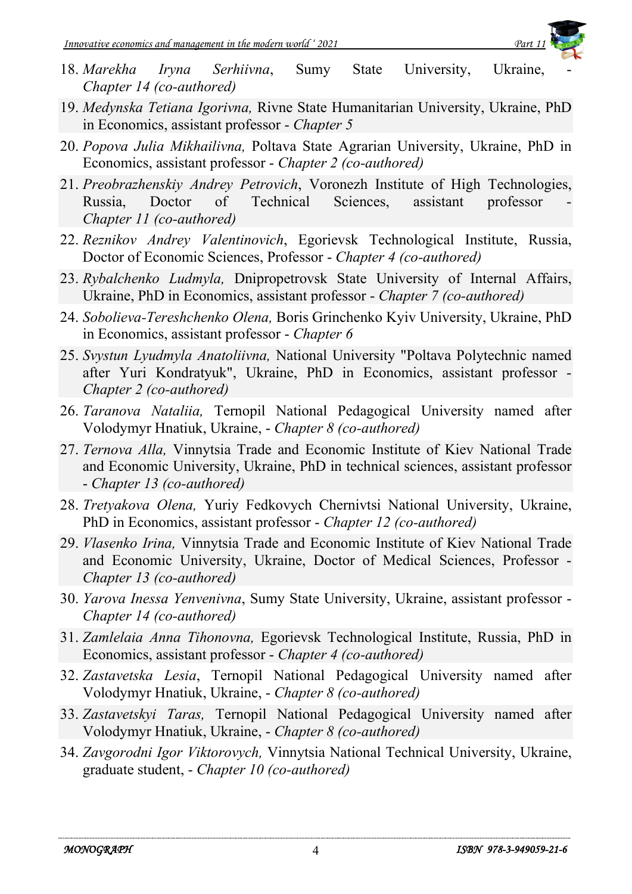18. *Marekha Iryna Serhiivna*, Sumy State University, Ukraine, - *Chapter 14 (co-authored)*
19. *Medynska Tetiana Igorivna,* Rivne State Humanitarian University, Ukraine, PhD in Economics, assistant professor - *Chapter 5*
20. *Popova Julia Mikhailivna,* Poltava State Agrarian University, Ukraine, PhD in Economics, assistant professor - *Chapter 2 (co-authored)*
21. *Preobrazhenskiy Andrey Petrovich*, Voronezh Institute of High Technologies, Russia, Doctor of Technical Sciences, assistant professor - *Chapter 11 (co-authored)*
22. *Reznikov Andrey Valentinovich*, Egorievsk Technological Institute, Russia, Doctor of Economic Sciences, Professor - *Chapter 4 (co-authored)*
23. *Rybalchenko Ludmyla,* Dnipropetrovsk State University of Internal Affairs, Ukraine, PhD in Economics, assistant professor - *Chapter 7 (co-authored)*
24. *Sobolieva-Tereshchenko Olena,* Boris Grinchenko Kyiv University, Ukraine, PhD in Economics, assistant professor - *Chapter 6*
25. *Svystun Lyudmyla Anatoliivna,* National University "Poltava Polytechnic named after Yuri Kondratyuk", Ukraine, PhD in Economics, assistant professor - *Chapter 2 (co-authored)*
26. *Taranova Nataliia,* Ternopil National Pedagogical University named after Volodymyr Hnatiuk, Ukraine, - *Chapter 8 (co-authored)*
27. *Ternova Alla,* Vinnytsia Trade and Economic Institute of Kiev National Trade and Economic University, Ukraine, PhD in technical sciences, assistant professor - *Chapter 13 (co-authored)*
28. *Tretyakova Olena,* Yuriy Fedkovych Chernivtsi National University, Ukraine, PhD in Economics, assistant professor - *Chapter 12 (co-authored)*
29. *Vlasenko Irina,* Vinnytsia Trade and Economic Institute of Kiev National Trade and Economic University, Ukraine, Doctor of Medical Sciences, Professor - *Chapter 13 (co-authored)*
30. *Yarova Inessa Yenvenivna*, Sumy State University, Ukraine, assistant professor - *Chapter 14 (co-authored)*
31. *Zamlelaia Anna Tihonovna,* Egorievsk Technological Institute, Russia, PhD in Economics, assistant professor - *Chapter 4 (co-authored)*
32. *Zastavetska Lesia*, Ternopil National Pedagogical University named after Volodymyr Hnatiuk, Ukraine, - *Chapter 8 (co-authored)*
33. *Zastavetskyi Taras,* Ternopil National Pedagogical University named after Volodymyr Hnatiuk, Ukraine, - *Chapter 8 (co-authored)*
34. *Zavgorodni Igor Viktorovych,* Vinnytsia National Technical University, Ukraine, graduate student, - *Chapter 10 (co-authored)*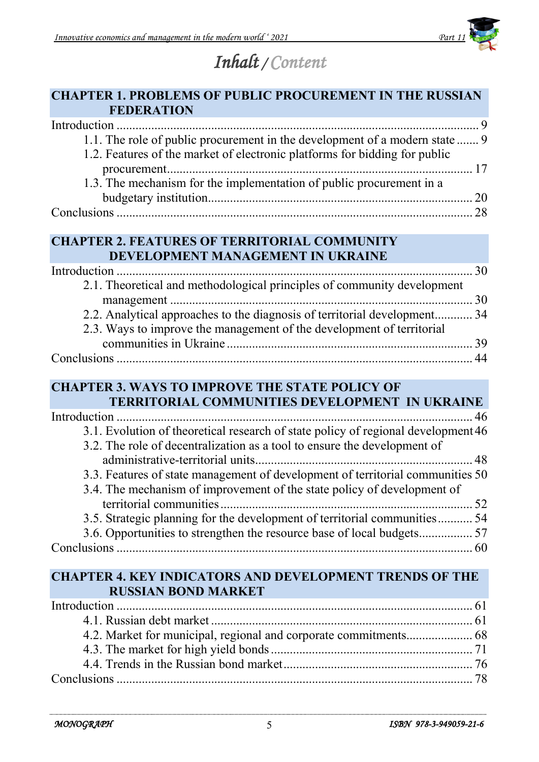# Inhalt / Content

## CHAPTER 1. PROBLEMS OF PUBLIC PROCUREMENT IN THE RUSSIAN FEDERATION

Introduction .......... 9
- 1.1. The role of public procurement in the development of a modern state .......... 9
- 1.2. Features of the market of electronic platforms for bidding for public procurement .......... 17
- 1.3. The mechanism for the implementation of public procurement in a budgetary institution .......... 20

Conclusions .......... 28

## CHAPTER 2. FEATURES OF TERRITORIAL COMMUNITY DEVELOPMENT MANAGEMENT IN UKRAINE

Introduction .......... 30
- 2.1. Theoretical and methodological principles of community development management .......... 30
- 2.2. Analytical approaches to the diagnosis of territorial development .......... 34
- 2.3. Ways to improve the management of the development of territorial communities in Ukraine .......... 39

Conclusions .......... 44

## CHAPTER 3. WAYS TO IMPROVE THE STATE POLICY OF TERRITORIAL COMMUNITIES DEVELOPMENT IN UKRAINE

Introduction .......... 46
- 3.1. Evolution of theoretical research of state policy of regional development .......... 46
- 3.2. The role of decentralization as a tool to ensure the development of administrative-territorial units .......... 48
- 3.3. Features of state management of development of territorial communities .......... 50
- 3.4. The mechanism of improvement of the state policy of development of territorial communities .......... 52
- 3.5. Strategic planning for the development of territorial communities .......... 54
- 3.6. Opportunities to strengthen the resource base of local budgets .......... 57

Conclusions .......... 60

## CHAPTER 4. KEY INDICATORS AND DEVELOPMENT TRENDS OF THE RUSSIAN BOND MARKET

Introduction .......... 61
- 4.1. Russian debt market .......... 61
- 4.2. Market for municipal, regional and corporate commitments .......... 68
- 4.3. The market for high yield bonds .......... 71
- 4.4. Trends in the Russian bond market .......... 76

Conclusions .......... 78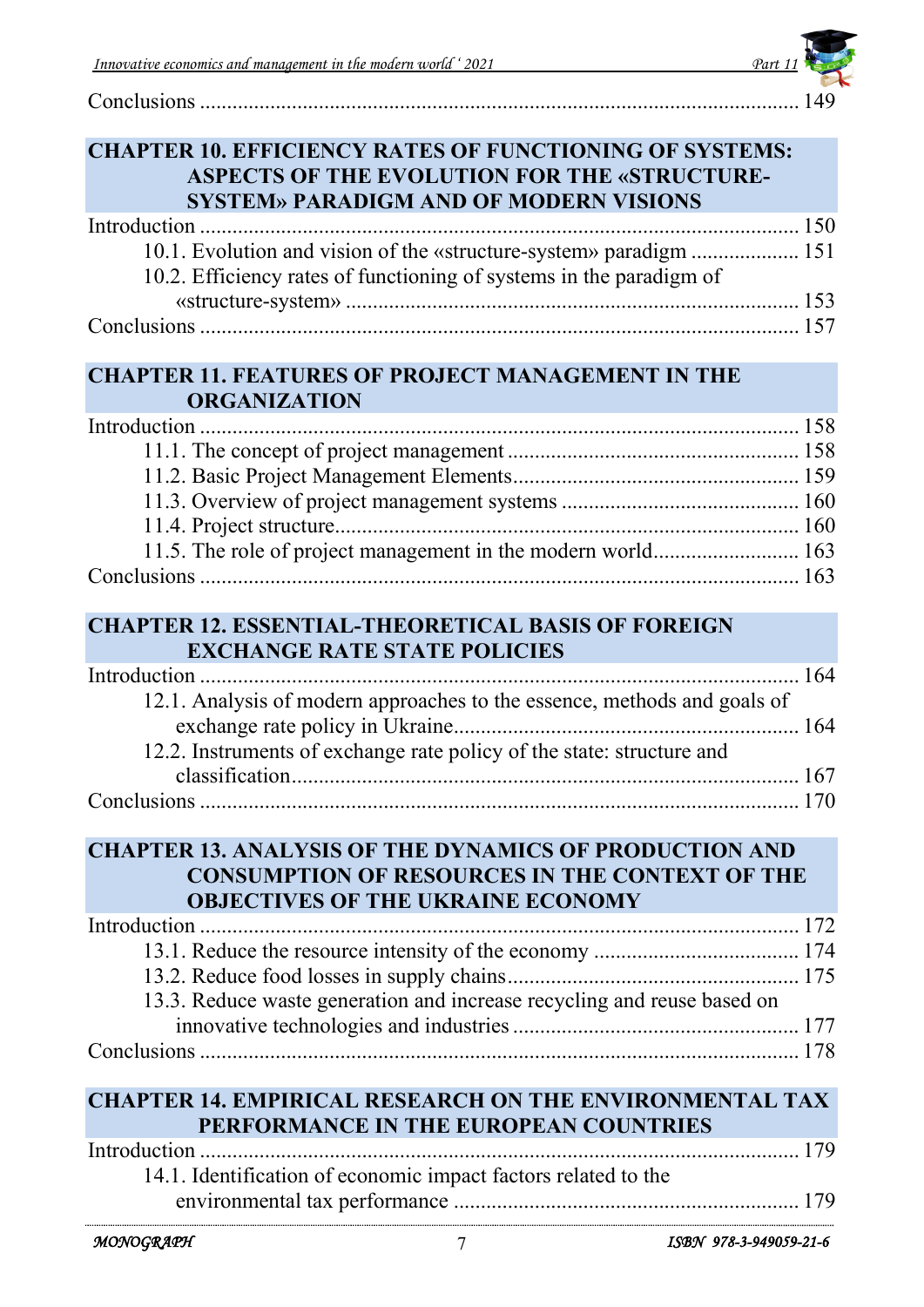Conclusions ..................................................................................................... 149

**CHAPTER 10. EFFICIENCY RATES OF FUNCTIONING OF SYSTEMS: ASPECTS OF THE EVOLUTION FOR THE «STRUCTURE-SYSTEM» PARADIGM AND OF MODERN VISIONS**

Introduction ..................................................................................................... 150

10.1. Evolution and vision of the «structure-system» paradigm .................... 151

10.2. Efficiency rates of functioning of systems in the paradigm of «structure-system» ................................................................................... 153

Conclusions ..................................................................................................... 157

**CHAPTER 11. FEATURES OF PROJECT MANAGEMENT IN THE ORGANIZATION**

Introduction ..................................................................................................... 158

11.1. The concept of project management ..................................................... 158

11.2. Basic Project Management Elements.................................................... 159

11.3. Overview of project management systems ........................................... 160

11.4. Project structure..................................................................................... 160

11.5. The role of project management in the modern world........................... 163

Conclusions ..................................................................................................... 163

**CHAPTER 12. ESSENTIAL-THEORETICAL BASIS OF FOREIGN EXCHANGE RATE STATE POLICIES**

Introduction ..................................................................................................... 164

12.1. Analysis of modern approaches to the essence, methods and goals of exchange rate policy in Ukraine................................................................ 164

12.2. Instruments of exchange rate policy of the state: structure and classification.............................................................................................. 167

Conclusions ..................................................................................................... 170

**CHAPTER 13. ANALYSIS OF THE DYNAMICS OF PRODUCTION AND CONSUMPTION OF RESOURCES IN THE CONTEXT OF THE OBJECTIVES OF THE UKRAINE ECONOMY**

Introduction ..................................................................................................... 172

13.1. Reduce the resource intensity of the economy ..................................... 174

13.2. Reduce food losses in supply chains..................................................... 175

13.3. Reduce waste generation and increase recycling and reuse based on innovative technologies and industries .................................................... 177

Conclusions ..................................................................................................... 178

**CHAPTER 14. EMPIRICAL RESEARCH ON THE ENVIRONMENTAL TAX PERFORMANCE IN THE EUROPEAN COUNTRIES**

Introduction ..................................................................................................... 179

14.1. Identification of economic impact factors related to the environmental tax performance ................................................................ 179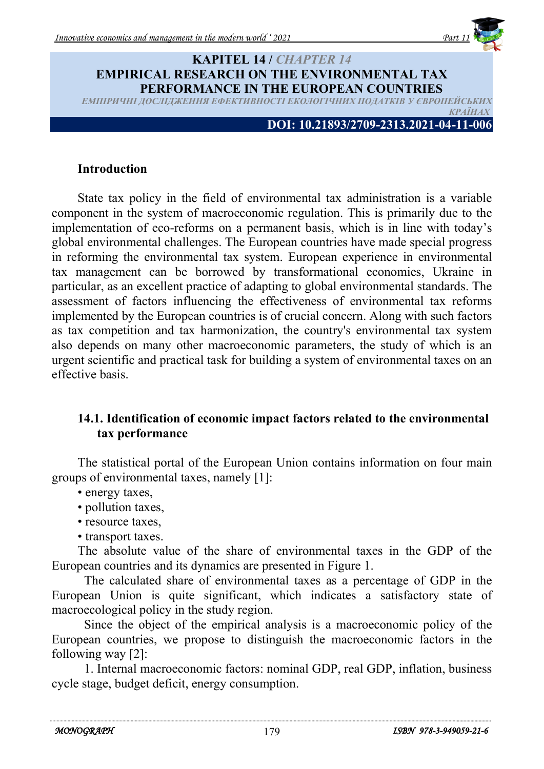# KAPITEL 14 / *CHAPTER 14*

# EMPIRICAL RESEARCH ON THE ENVIRONMENTAL TAX PERFORMANCE IN THE EUROPEAN COUNTRIES

*ЕМПІРИЧНІ ДОСЛІДЖЕННЯ ЕФЕКТИВНОСТІ ЕКОЛОГІЧНИХ ПОДАТКІВ У ЄВРОПЕЙСЬКИХ КРАЇНАХ*

**DOI: 10.21893/2709-2313.2021-04-11-006**

## Introduction

State tax policy in the field of environmental tax administration is a variable component in the system of macroeconomic regulation. This is primarily due to the implementation of eco-reforms on a permanent basis, which is in line with today's global environmental challenges. The European countries have made special progress in reforming the environmental tax system. European experience in environmental tax management can be borrowed by transformational economies, Ukraine in particular, as an excellent practice of adapting to global environmental standards. The assessment of factors influencing the effectiveness of environmental tax reforms implemented by the European countries is of crucial concern. Along with such factors as tax competition and tax harmonization, the country's environmental tax system also depends on many other macroeconomic parameters, the study of which is an urgent scientific and practical task for building a system of environmental taxes on an effective basis.

## 14.1. Identification of economic impact factors related to the environmental tax performance

The statistical portal of the European Union contains information on four main groups of environmental taxes, namely [1]:

- energy taxes,
- pollution taxes,
- resource taxes,
- transport taxes.

The absolute value of the share of environmental taxes in the GDP of the European countries and its dynamics are presented in Figure 1.

The calculated share of environmental taxes as a percentage of GDP in the European Union is quite significant, which indicates a satisfactory state of macroecological policy in the study region.

Since the object of the empirical analysis is a macroeconomic policy of the European countries, we propose to distinguish the macroeconomic factors in the following way [2]:

1. Internal macroeconomic factors: nominal GDP, real GDP, inflation, business cycle stage, budget deficit, energy consumption.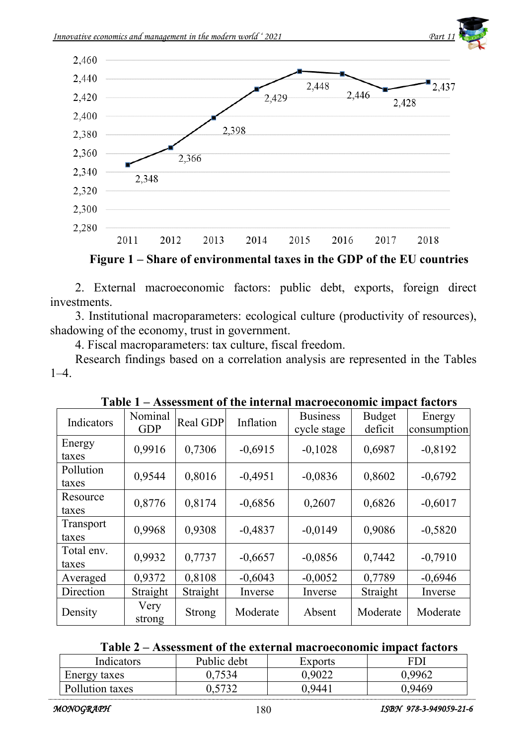Figure 1 – Share of environmental taxes in the GDP of the EU countries

2. External macroeconomic factors: public debt, exports, foreign direct investments.

3. Institutional macroparameters: ecological culture (productivity of resources), shadowing of the economy, trust in government.

4. Fiscal macroparameters: tax culture, fiscal freedom.

Research findings based on a correlation analysis are represented in the Tables 1–4.

**Table 1 – Assessment of the internal macroeconomic impact factors**

| Indicators | Nominal GDP | Real GDP | Inflation | Business cycle stage | Budget deficit | Energy consumption |
|---|---|---|---|---|---|---|
| Energy taxes | 0,9916 | 0,7306 | -0,6915 | -0,1028 | 0,6987 | -0,8192 |
| Pollution taxes | 0,9544 | 0,8016 | -0,4951 | -0,0836 | 0,8602 | -0,6792 |
| Resource taxes | 0,8776 | 0,8174 | -0,6856 | 0,2607 | 0,6826 | -0,6017 |
| Transport taxes | 0,9968 | 0,9308 | -0,4837 | -0,0149 | 0,9086 | -0,5820 |
| Total env. taxes | 0,9932 | 0,7737 | -0,6657 | -0,0856 | 0,7442 | -0,7910 |
| Averaged | 0,9372 | 0,8108 | -0,6043 | -0,0052 | 0,7789 | -0,6946 |
| Direction | Straight | Straight | Inverse | Inverse | Straight | Inverse |
| Density | Very strong | Strong | Moderate | Absent | Moderate | Moderate |

**Table 2 – Assessment of the external macroeconomic impact factors**

| Indicators | Public debt | Exports | FDI |
|---|---|---|---|
| Energy taxes | 0,7534 | 0,9022 | 0,9962 |
| Pollution taxes | 0,5732 | 0,9441 | 0,9469 |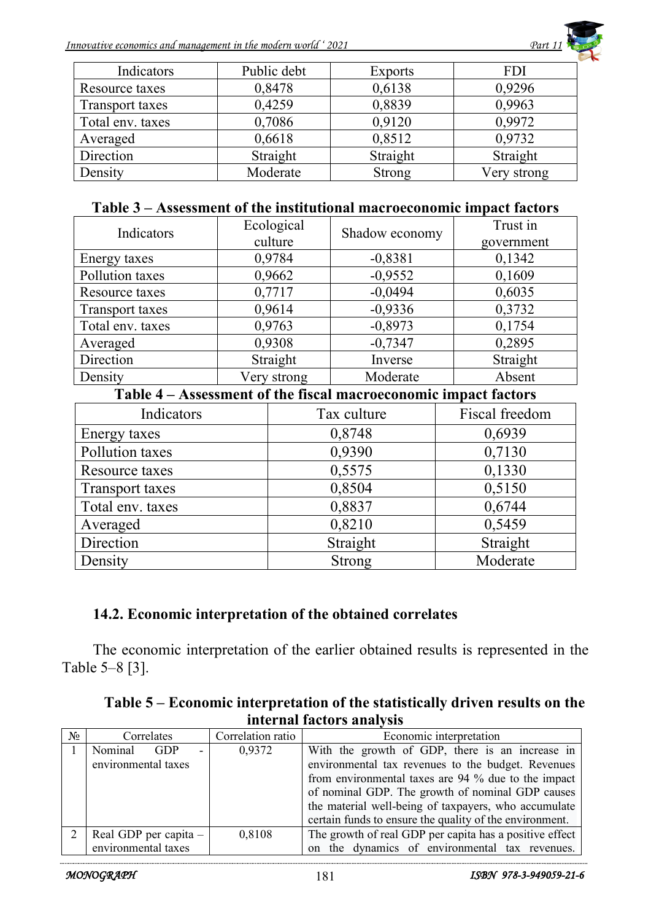| Indicators | Public debt | Exports | FDI |
|---|---|---|---|
| Resource taxes | 0,8478 | 0,6138 | 0,9296 |
| Transport taxes | 0,4259 | 0,8839 | 0,9963 |
| Total env. taxes | 0,7086 | 0,9120 | 0,9972 |
| Averaged | 0,6618 | 0,8512 | 0,9732 |
| Direction | Straight | Straight | Straight |
| Density | Moderate | Strong | Very strong |

**Table 3 – Assessment of the institutional macroeconomic impact factors**

| Indicators | Ecological culture | Shadow economy | Trust in government |
|---|---|---|---|
| Energy taxes | 0,9784 | -0,8381 | 0,1342 |
| Pollution taxes | 0,9662 | -0,9552 | 0,1609 |
| Resource taxes | 0,7717 | -0,0494 | 0,6035 |
| Transport taxes | 0,9614 | -0,9336 | 0,3732 |
| Total env. taxes | 0,9763 | -0,8973 | 0,1754 |
| Averaged | 0,9308 | -0,7347 | 0,2895 |
| Direction | Straight | Inverse | Straight |
| Density | Very strong | Moderate | Absent |

**Table 4 – Assessment of the fiscal macroeconomic impact factors**

| Indicators | Tax culture | Fiscal freedom |
|---|---|---|
| Energy taxes | 0,8748 | 0,6939 |
| Pollution taxes | 0,9390 | 0,7130 |
| Resource taxes | 0,5575 | 0,1330 |
| Transport taxes | 0,8504 | 0,5150 |
| Total env. taxes | 0,8837 | 0,6744 |
| Averaged | 0,8210 | 0,5459 |
| Direction | Straight | Straight |
| Density | Strong | Moderate |

## 14.2. Economic interpretation of the obtained correlates

The economic interpretation of the earlier obtained results is represented in the Table 5–8 [3].

**Table 5 – Economic interpretation of the statistically driven results on the internal factors analysis**

| № | Correlates | Correlation ratio | Economic interpretation |
|---|---|---|---|
| 1 | Nominal GDP - environmental taxes | 0,9372 | With the growth of GDP, there is an increase in environmental tax revenues to the budget. Revenues from environmental taxes are 94 % due to the impact of nominal GDP. The growth of nominal GDP causes the material well-being of taxpayers, who accumulate certain funds to ensure the quality of the environment. |
| 2 | Real GDP per capita – environmental taxes | 0,8108 | The growth of real GDP per capita has a positive effect on the dynamics of environmental tax revenues. |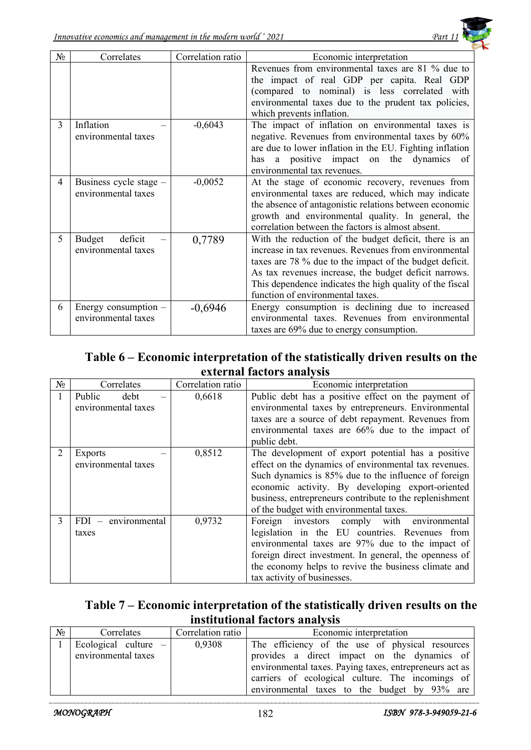| № | Correlates | Correlation ratio | Economic interpretation |
|---|---|---|---|
| | | | Revenues from environmental taxes are 81 % due to the impact of real GDP per capita. Real GDP (compared to nominal) is less correlated with environmental taxes due to the prudent tax policies, which prevents inflation. |
| 3 | Inflation – environmental taxes | -0,6043 | The impact of inflation on environmental taxes is negative. Revenues from environmental taxes by 60% are due to lower inflation in the EU. Fighting inflation has a positive impact on the dynamics of environmental tax revenues. |
| 4 | Business cycle stage – environmental taxes | -0,0052 | At the stage of economic recovery, revenues from environmental taxes are reduced, which may indicate the absence of antagonistic relations between economic growth and environmental quality. In general, the correlation between the factors is almost absent. |
| 5 | Budget deficit – environmental taxes | 0,7789 | With the reduction of the budget deficit, there is an increase in tax revenues. Revenues from environmental taxes are 78 % due to the impact of the budget deficit. As tax revenues increase, the budget deficit narrows. This dependence indicates the high quality of the fiscal function of environmental taxes. |
| 6 | Energy consumption – environmental taxes | -0,6946 | Energy consumption is declining due to increased environmental taxes. Revenues from environmental taxes are 69% due to energy consumption. |

**Table 6 – Economic interpretation of the statistically driven results on the external factors analysis**

| № | Correlates | Correlation ratio | Economic interpretation |
|---|---|---|---|
| 1 | Public debt – environmental taxes | 0,6618 | Public debt has a positive effect on the payment of environmental taxes by entrepreneurs. Environmental taxes are a source of debt repayment. Revenues from environmental taxes are 66% due to the impact of public debt. |
| 2 | Exports – environmental taxes | 0,8512 | The development of export potential has a positive effect on the dynamics of environmental tax revenues. Such dynamics is 85% due to the influence of foreign economic activity. By developing export-oriented business, entrepreneurs contribute to the replenishment of the budget with environmental taxes. |
| 3 | FDI – environmental taxes | 0,9732 | Foreign investors comply with environmental legislation in the EU countries. Revenues from environmental taxes are 97% due to the impact of foreign direct investment. In general, the openness of the economy helps to revive the business climate and tax activity of businesses. |

**Table 7 – Economic interpretation of the statistically driven results on the institutional factors analysis**

| № | Correlates | Correlation ratio | Economic interpretation |
|---|---|---|---|
| 1 | Ecological culture – environmental taxes | 0,9308 | The efficiency of the use of physical resources provides a direct impact on the dynamics of environmental taxes. Paying taxes, entrepreneurs act as carriers of ecological culture. The incomings of environmental taxes to the budget by 93% are |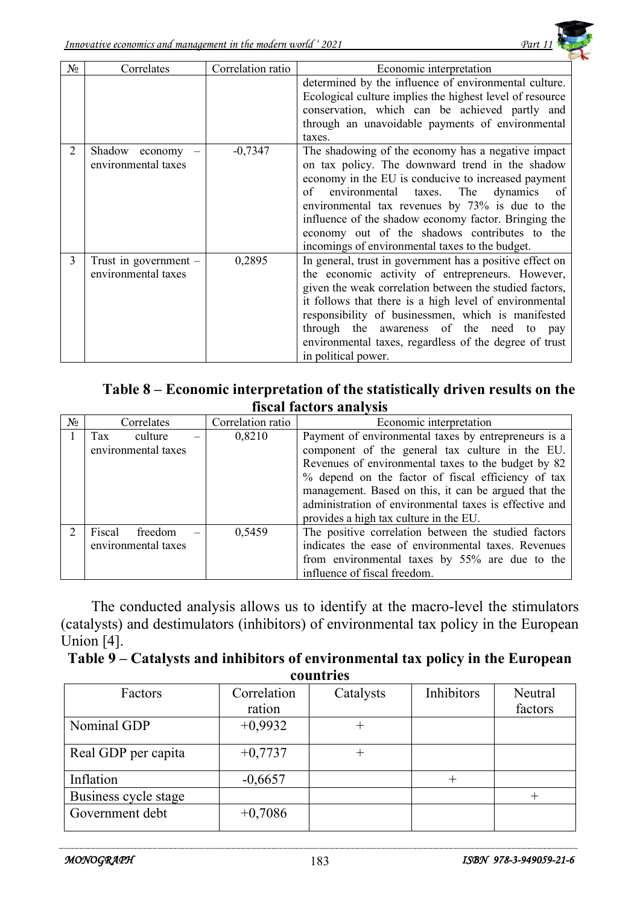| № | Correlates | Correlation ratio | Economic interpretation |
|---|---|---|---|
| | | | determined by the influence of environmental culture. Ecological culture implies the highest level of resource conservation, which can be achieved partly and through an unavoidable payments of environmental taxes. |
| 2 | Shadow economy – environmental taxes | -0,7347 | The shadowing of the economy has a negative impact on tax policy. The downward trend in the shadow economy in the EU is conducive to increased payment of environmental taxes. The dynamics of environmental tax revenues by 73% is due to the influence of the shadow economy factor. Bringing the economy out of the shadows contributes to the incomings of environmental taxes to the budget. |
| 3 | Trust in government – environmental taxes | 0,2895 | In general, trust in government has a positive effect on the economic activity of entrepreneurs. However, given the weak correlation between the studied factors, it follows that there is a high level of environmental responsibility of businessmen, which is manifested through the awareness of the need to pay environmental taxes, regardless of the degree of trust in political power. |

**Table 8 – Economic interpretation of the statistically driven results on the fiscal factors analysis**

| № | Correlates | Correlation ratio | Economic interpretation |
|---|---|---|---|
| 1 | Tax culture – environmental taxes | 0,8210 | Payment of environmental taxes by entrepreneurs is a component of the general tax culture in the EU. Revenues of environmental taxes to the budget by 82 % depend on the factor of fiscal efficiency of tax management. Based on this, it can be argued that the administration of environmental taxes is effective and provides a high tax culture in the EU. |
| 2 | Fiscal freedom – environmental taxes | 0,5459 | The positive correlation between the studied factors indicates the ease of environmental taxes. Revenues from environmental taxes by 55% are due to the influence of fiscal freedom. |

The conducted analysis allows us to identify at the macro-level the stimulators (catalysts) and destimulators (inhibitors) of environmental tax policy in the European Union [4].

**Table 9 – Catalysts and inhibitors of environmental tax policy in the European countries**

| Factors | Correlation ration | Catalysts | Inhibitors | Neutral factors |
|---|---|---|---|---|
| Nominal GDP | +0,9932 | + | | |
| Real GDP per capita | +0,7737 | + | | |
| Inflation | -0,6657 | | + | |
| Business cycle stage | | | | + |
| Government debt | +0,7086 | | | |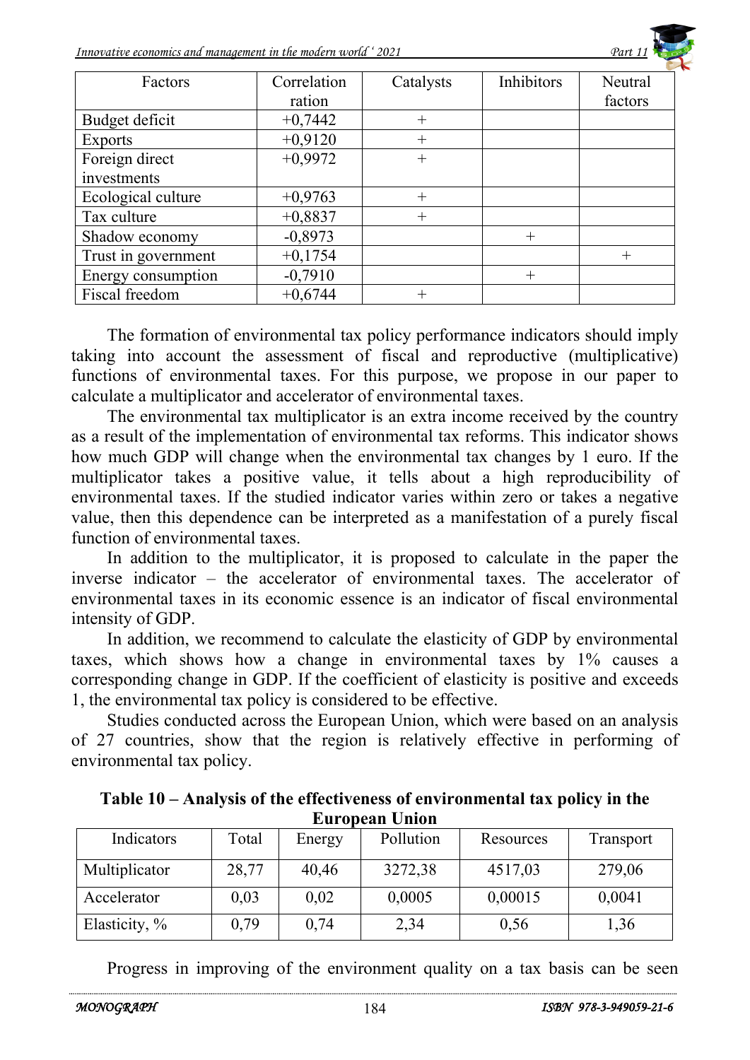| Factors | Correlation ration | Catalysts | Inhibitors | Neutral factors |
|---|---|---|---|---|
| Budget deficit | +0,7442 | + | | |
| Exports | +0,9120 | + | | |
| Foreign direct investments | +0,9972 | + | | |
| Ecological culture | +0,9763 | + | | |
| Tax culture | +0,8837 | + | | |
| Shadow economy | -0,8973 | | + | |
| Trust in government | +0,1754 | | | + |
| Energy consumption | -0,7910 | | + | |
| Fiscal freedom | +0,6744 | + | | |

The formation of environmental tax policy performance indicators should imply taking into account the assessment of fiscal and reproductive (multiplicative) functions of environmental taxes. For this purpose, we propose in our paper to calculate a multiplicator and accelerator of environmental taxes.

The environmental tax multiplicator is an extra income received by the country as a result of the implementation of environmental tax reforms. This indicator shows how much GDP will change when the environmental tax changes by 1 euro. If the multiplicator takes a positive value, it tells about a high reproducibility of environmental taxes. If the studied indicator varies within zero or takes a negative value, then this dependence can be interpreted as a manifestation of a purely fiscal function of environmental taxes.

In addition to the multiplicator, it is proposed to calculate in the paper the inverse indicator – the accelerator of environmental taxes. The accelerator of environmental taxes in its economic essence is an indicator of fiscal environmental intensity of GDP.

In addition, we recommend to calculate the elasticity of GDP by environmental taxes, which shows how a change in environmental taxes by 1% causes a corresponding change in GDP. If the coefficient of elasticity is positive and exceeds 1, the environmental tax policy is considered to be effective.

Studies conducted across the European Union, which were based on an analysis of 27 countries, show that the region is relatively effective in performing of environmental tax policy.

**Table 10 – Analysis of the effectiveness of environmental tax policy in the European Union**

| Indicators | Total | Energy | Pollution | Resources | Transport |
|---|---|---|---|---|---|
| Multiplicator | 28,77 | 40,46 | 3272,38 | 4517,03 | 279,06 |
| Accelerator | 0,03 | 0,02 | 0,0005 | 0,00015 | 0,0041 |
| Elasticity, % | 0,79 | 0,74 | 2,34 | 0,56 | 1,36 |

Progress in improving of the environment quality on a tax basis can be seen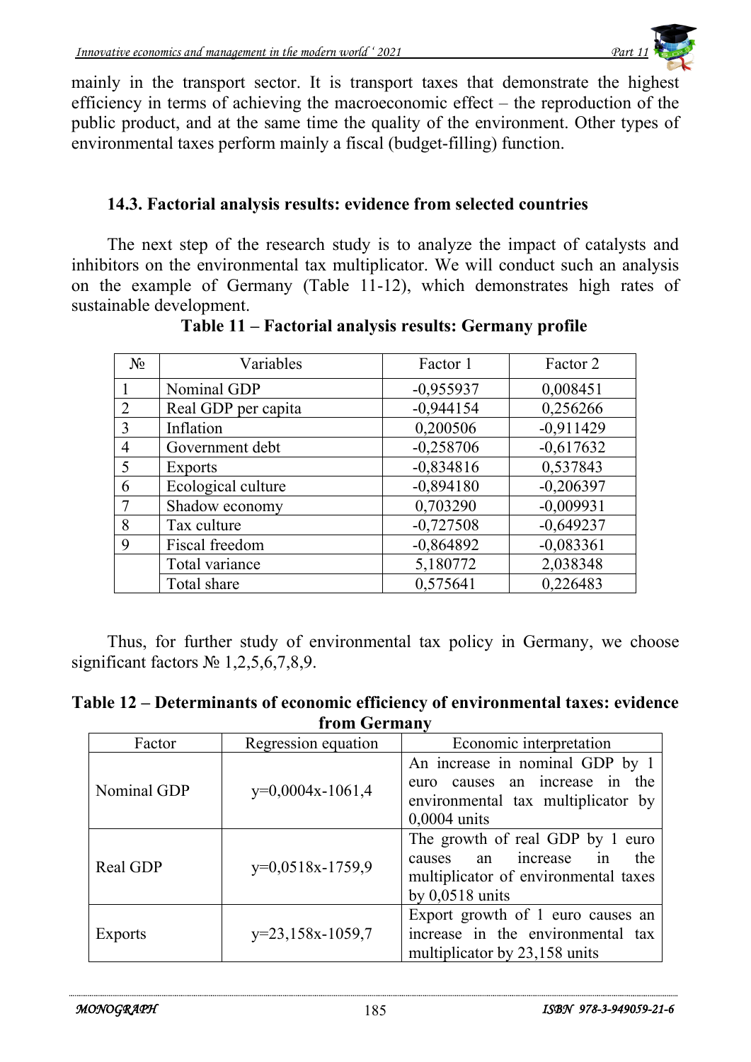mainly in the transport sector. It is transport taxes that demonstrate the highest efficiency in terms of achieving the macroeconomic effect – the reproduction of the public product, and at the same time the quality of the environment. Other types of environmental taxes perform mainly a fiscal (budget-filling) function.

### 14.3. Factorial analysis results: evidence from selected countries

The next step of the research study is to analyze the impact of catalysts and inhibitors on the environmental tax multiplicator. We will conduct such an analysis on the example of Germany (Table 11-12), which demonstrates high rates of sustainable development.

**Table 11 – Factorial analysis results: Germany profile**

| № | Variables | Factor 1 | Factor 2 |
|---|---|---|---|
| 1 | Nominal GDP | -0,955937 | 0,008451 |
| 2 | Real GDP per capita | -0,944154 | 0,256266 |
| 3 | Inflation | 0,200506 | -0,911429 |
| 4 | Government debt | -0,258706 | -0,617632 |
| 5 | Exports | -0,834816 | 0,537843 |
| 6 | Ecological culture | -0,894180 | -0,206397 |
| 7 | Shadow economy | 0,703290 | -0,009931 |
| 8 | Tax culture | -0,727508 | -0,649237 |
| 9 | Fiscal freedom | -0,864892 | -0,083361 |
|  | Total variance | 5,180772 | 2,038348 |
|  | Total share | 0,575641 | 0,226483 |

Thus, for further study of environmental tax policy in Germany, we choose significant factors № 1,2,5,6,7,8,9.

**Table 12 – Determinants of economic efficiency of environmental taxes: evidence from Germany**

| Factor | Regression equation | Economic interpretation |
|---|---|---|
| Nominal GDP | $y=0{,}0004x-1061{,}4$ | An increase in nominal GDP by 1 euro causes an increase in the environmental tax multiplicator by 0,0004 units |
| Real GDP | $y=0{,}0518x-1759{,}9$ | The growth of real GDP by 1 euro causes an increase in the multiplicator of environmental taxes by 0,0518 units |
| Exports | $y=23{,}158x-1059{,}7$ | Export growth of 1 euro causes an increase in the environmental tax multiplicator by 23,158 units |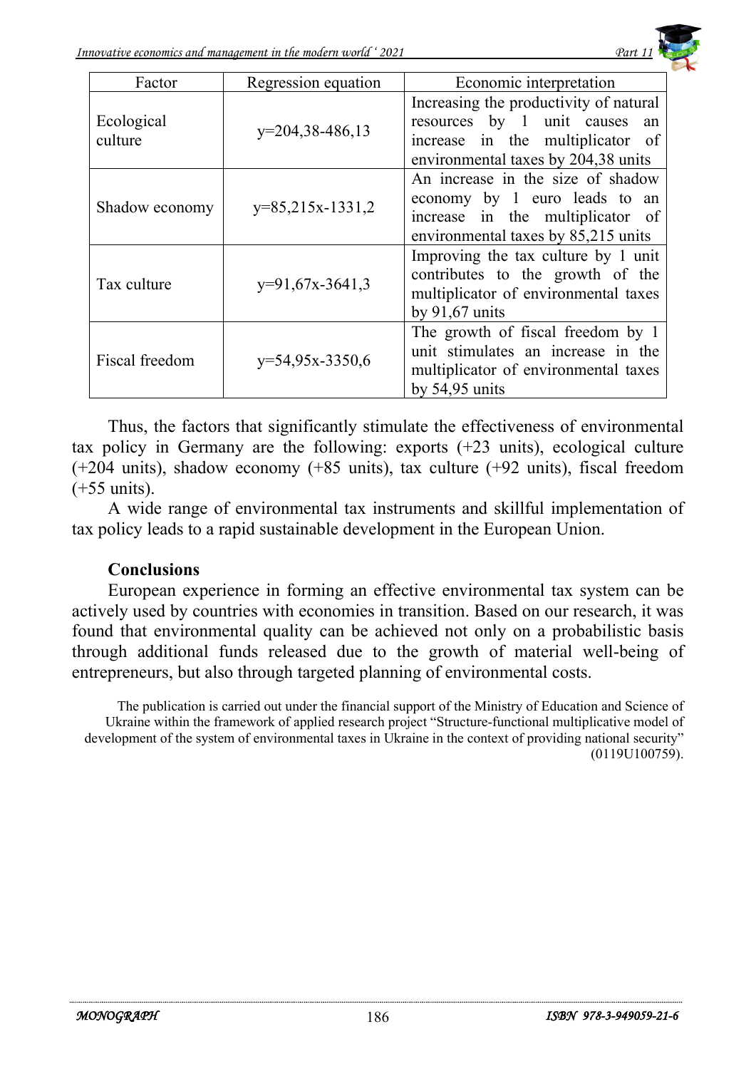| Factor | Regression equation | Economic interpretation |
|---|---|---|
| Ecological culture | y=204,38-486,13 | Increasing the productivity of natural resources by 1 unit causes an increase in the multiplicator of environmental taxes by 204,38 units |
| Shadow economy | y=85,215x-1331,2 | An increase in the size of shadow economy by 1 euro leads to an increase in the multiplicator of environmental taxes by 85,215 units |
| Tax culture | y=91,67x-3641,3 | Improving the tax culture by 1 unit contributes to the growth of the multiplicator of environmental taxes by 91,67 units |
| Fiscal freedom | y=54,95x-3350,6 | The growth of fiscal freedom by 1 unit stimulates an increase in the multiplicator of environmental taxes by 54,95 units |

Thus, the factors that significantly stimulate the effectiveness of environmental tax policy in Germany are the following: exports (+23 units), ecological culture (+204 units), shadow economy (+85 units), tax culture (+92 units), fiscal freedom (+55 units).

A wide range of environmental tax instruments and skillful implementation of tax policy leads to a rapid sustainable development in the European Union.

**Conclusions**

European experience in forming an effective environmental tax system can be actively used by countries with economies in transition. Based on our research, it was found that environmental quality can be achieved not only on a probabilistic basis through additional funds released due to the growth of material well-being of entrepreneurs, but also through targeted planning of environmental costs.

The publication is carried out under the financial support of the Ministry of Education and Science of Ukraine within the framework of applied research project "Structure-functional multiplicative model of development of the system of environmental taxes in Ukraine in the context of providing national security" (0119U100759).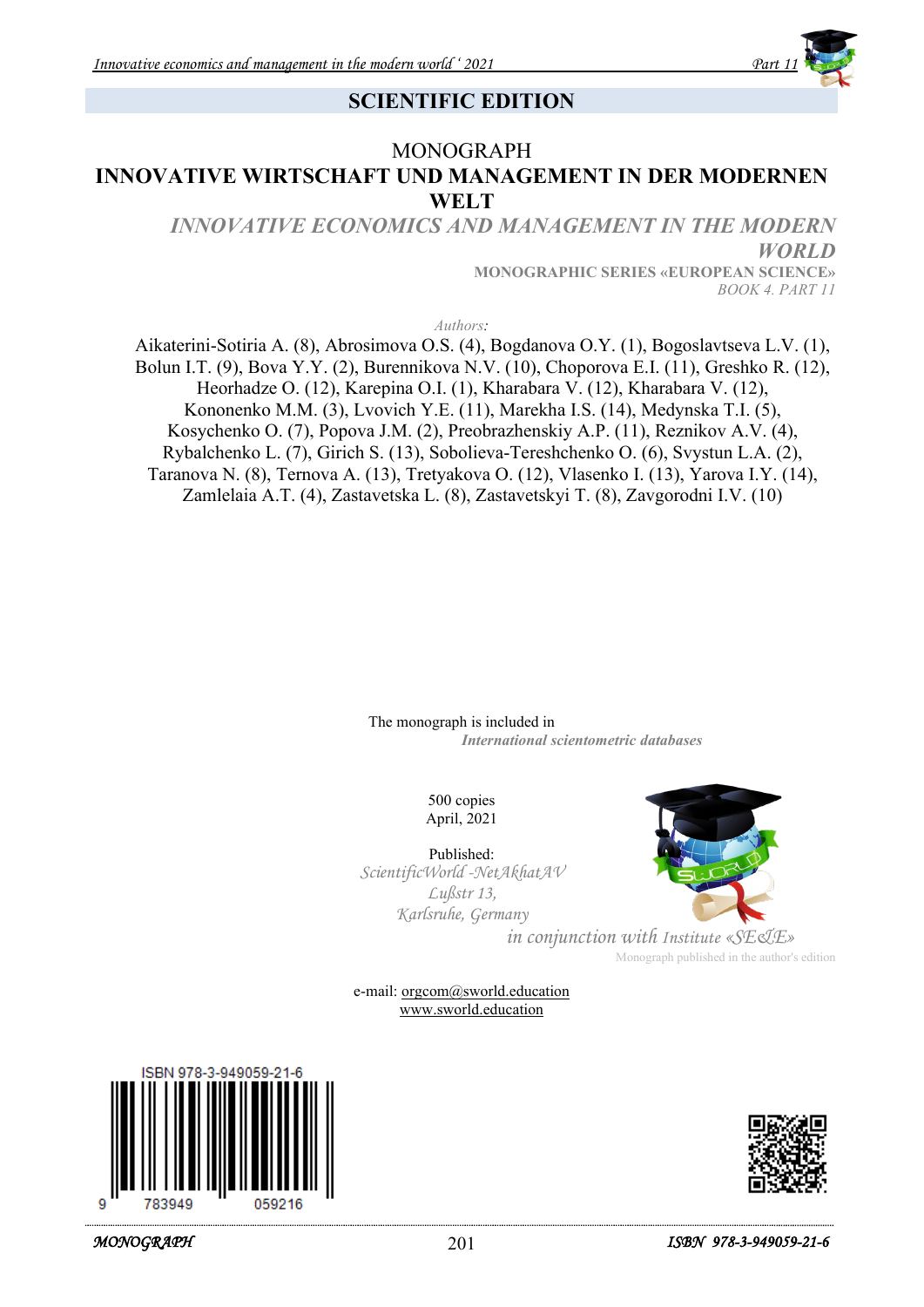## SCIENTIFIC EDITION

MONOGRAPH

# INNOVATIVE WIRTSCHAFT UND MANAGEMENT IN DER MODERNEN WELT

*INNOVATIVE ECONOMICS AND MANAGEMENT IN THE MODERN WORLD*

**MONOGRAPHIC SERIES «EUROPEAN SCIENCE»**

*BOOK 4. PART 11*

*Authors:*

Aikaterini-Sotiria A. (8), Abrosimova O.S. (4), Bogdanova O.Y. (1), Bogoslavtseva L.V. (1), Bolun I.T. (9), Bova Y.Y. (2), Burennikova N.V. (10), Choporova E.I. (11), Greshko R. (12), Heorhadze O. (12), Karepina O.I. (1), Kharabara V. (12), Kharabara V. (12), Kononenko M.M. (3), Lvovich Y.E. (11), Marekha I.S. (14), Medynska T.I. (5), Kosychenko O. (7), Popova J.M. (2), Preobrazhenskiy A.P. (11), Reznikov A.V. (4), Rybalchenko L. (7), Girich S. (13), Sobolieva-Tereshchenko O. (6), Svystun L.A. (2), Taranova N. (8), Ternova A. (13), Tretyakova O. (12), Vlasenko I. (13), Yarova I.Y. (14), Zamlelaia A.T. (4), Zastavetska L. (8), Zastavetskyi T. (8), Zavgorodni I.V. (10)

The monograph is included in
*International scientometric databases*

500 copies
April, 2021

Published:
*ScientificWorld -NetAkhatAV*
*Lußstr 13,*
*Karlsruhe, Germany*

*in conjunction with Institute «SE&E»*

Monograph published in the author's edition

e-mail: orgcom@sworld.education
www.sworld.education

ISBN 978-3-949059-21-6

9 783949 059216